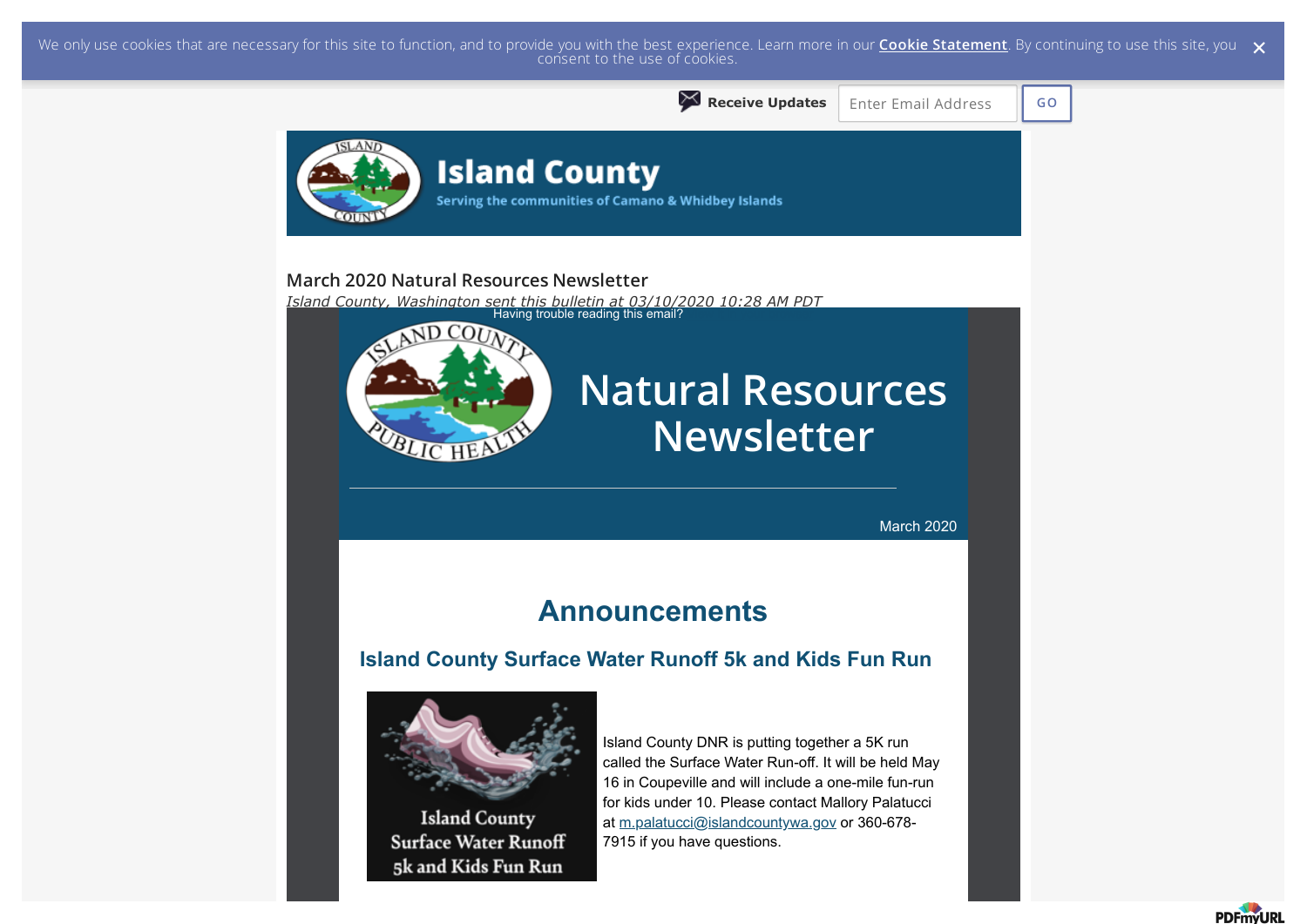We only use cookies that are necessary for this site to function, and to provide you with the best experience. Learn more in our **Cookie Statement**. By continuing to use this site, you consent to the use of cookies.

**Receive Updates** Enter Email Address GO

# Island County

Serving the communities of Camano & Whidbey Islands

## March 2020 Natural Resources Newsletter

*Island County, Washington sent this bulletin at 03/10/2020 10:28 AM PDT*

Having trouble reading this email?

# Natural Resources Newsletter

March 2020

## Announcements

### Island County Surface Water Runoff 5k and Kids Fun Run

Island County Surface Water Runoff 5k and Kids Fun Run

Island County DNR is putting together a 5K run called the Surface Water Run-off. It will be held May 16 in Coupeville and will include a one-mile fun-run for kids under 10. Please contact Mallory Palatucci at m.palatucci@islandcountywa.gov or 360-678-7915 if you have questions.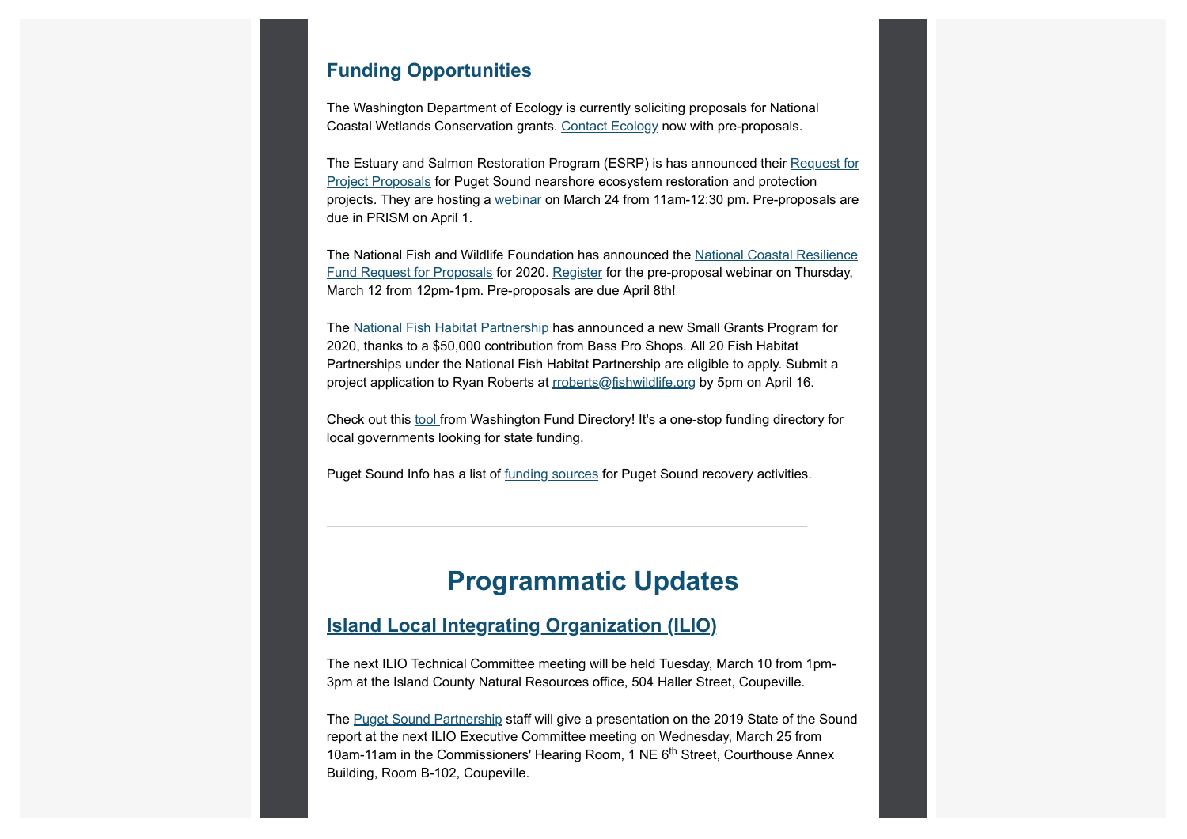## Funding Opportunities

The Washington Department of Ecology is currently soliciting proposals for National Coastal Wetlands Conservation grants. Contact Ecology now with pre-proposals.

The Estuary and Salmon Restoration Program (ESRP) is has announced their Request for Project Proposals for Puget Sound nearshore ecosystem restoration and protection projects. They are hosting a webinar on March 24 from 11am-12:30 pm. Pre-proposals are due in PRISM on April 1.

The National Fish and Wildlife Foundation has announced the National Coastal Resilience Fund Request for Proposals for 2020. Register for the pre-proposal webinar on Thursday, March 12 from 12pm-1pm. Pre-proposals are due April 8th!

The National Fish Habitat Partnership has announced a new Small Grants Program for 2020, thanks to a $50,000 contribution from Bass Pro Shops. All 20 Fish Habitat Partnerships under the National Fish Habitat Partnership are eligible to apply. Submit a project application to Ryan Roberts at rroberts@fishwildlife.org by 5pm on April 16.

Check out this tool from Washington Fund Directory! It's a one-stop funding directory for local governments looking for state funding.

Puget Sound Info has a list of funding sources for Puget Sound recovery activities.

---

# Programmatic Updates

## Island Local Integrating Organization (ILIO)

The next ILIO Technical Committee meeting will be held Tuesday, March 10 from 1pm-3pm at the Island County Natural Resources office, 504 Haller Street, Coupeville.

The Puget Sound Partnership staff will give a presentation on the 2019 State of the Sound report at the next ILIO Executive Committee meeting on Wednesday, March 25 from 10am-11am in the Commissioners' Hearing Room, 1 NE 6th Street, Courthouse Annex Building, Room B-102, Coupeville.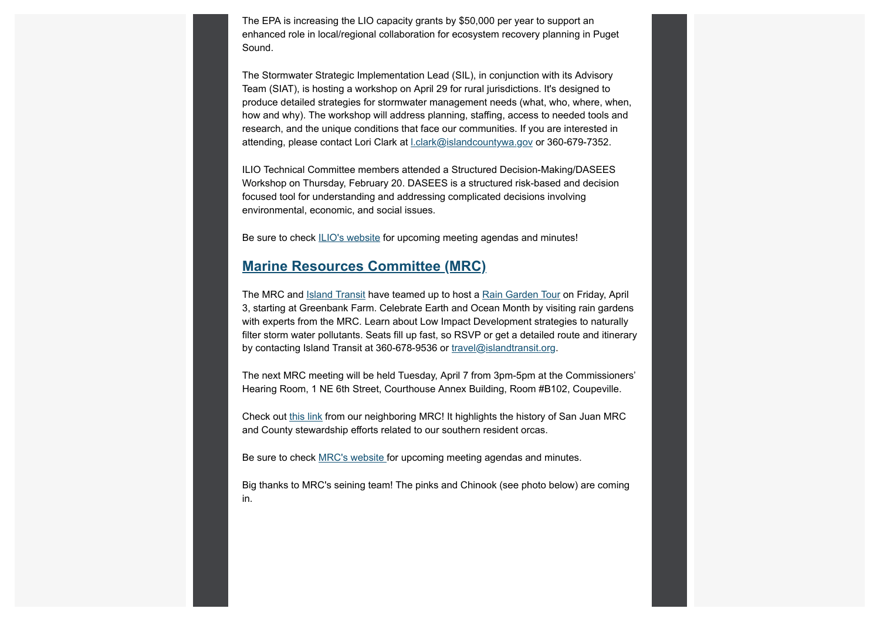The EPA is increasing the LIO capacity grants by $50,000 per year to support an enhanced role in local/regional collaboration for ecosystem recovery planning in Puget Sound.

The Stormwater Strategic Implementation Lead (SIL), in conjunction with its Advisory Team (SIAT), is hosting a workshop on April 29 for rural jurisdictions. It's designed to produce detailed strategies for stormwater management needs (what, who, where, when, how and why). The workshop will address planning, staffing, access to needed tools and research, and the unique conditions that face our communities. If you are interested in attending, please contact Lori Clark at [l.clark@islandcountywa.gov](mailto:l.clark@islandcountywa.gov) or 360-679-7352.

ILIO Technical Committee members attended a Structured Decision-Making/DASEES Workshop on Thursday, February 20. DASEES is a structured risk-based and decision focused tool for understanding and addressing complicated decisions involving environmental, economic, and social issues.

Be sure to check [ILIO's website]() for upcoming meeting agendas and minutes!

## [Marine Resources Committee (MRC)]()

The MRC and [Island Transit]() have teamed up to host a [Rain Garden Tour]() on Friday, April 3, starting at Greenbank Farm. Celebrate Earth and Ocean Month by visiting rain gardens with experts from the MRC. Learn about Low Impact Development strategies to naturally filter storm water pollutants. Seats fill up fast, so RSVP or get a detailed route and itinerary by contacting Island Transit at 360-678-9536 or [travel@islandtransit.org](mailto:travel@islandtransit.org).

The next MRC meeting will be held Tuesday, April 7 from 3pm-5pm at the Commissioners' Hearing Room, 1 NE 6th Street, Courthouse Annex Building, Room #B102, Coupeville.

Check out [this link]() from our neighboring MRC! It highlights the history of San Juan MRC and County stewardship efforts related to our southern resident orcas.

Be sure to check [MRC's website]() for upcoming meeting agendas and minutes.

Big thanks to MRC's seining team! The pinks and Chinook (see photo below) are coming in.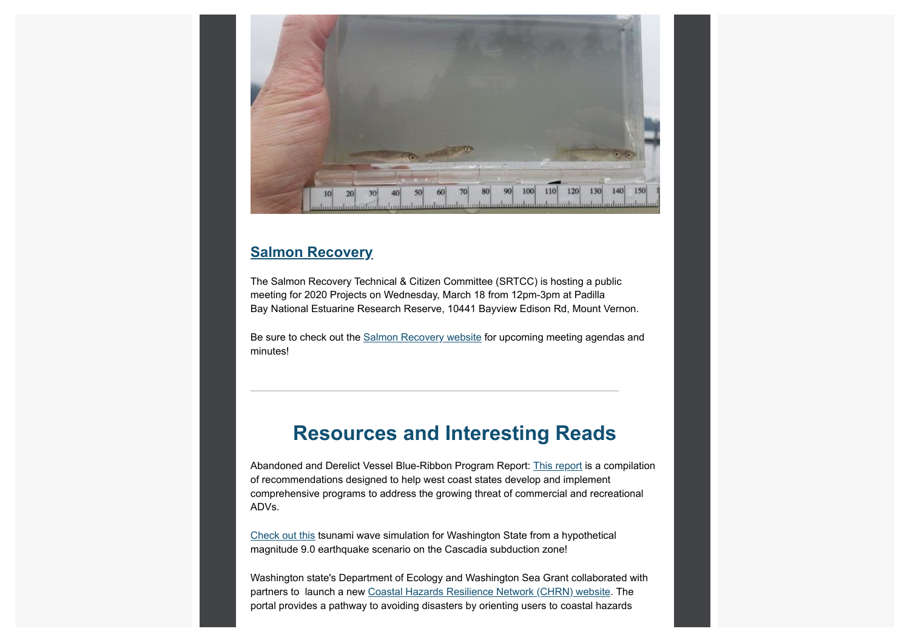## Salmon Recovery

The Salmon Recovery Technical & Citizen Committee (SRTCC) is hosting a public meeting for 2020 Projects on Wednesday, March 18 from 12pm-3pm at Padilla Bay National Estuarine Research Reserve, 10441 Bayview Edison Rd, Mount Vernon.

Be sure to check out the Salmon Recovery website for upcoming meeting agendas and minutes!

---

# Resources and Interesting Reads

Abandoned and Derelict Vessel Blue-Ribbon Program Report: This report is a compilation of recommendations designed to help west coast states develop and implement comprehensive programs to address the growing threat of commercial and recreational ADVs.

Check out this tsunami wave simulation for Washington State from a hypothetical magnitude 9.0 earthquake scenario on the Cascadia subduction zone!

Washington state's Department of Ecology and Washington Sea Grant collaborated with partners to launch a new Coastal Hazards Resilience Network (CHRN) website. The portal provides a pathway to avoiding disasters by orienting users to coastal hazards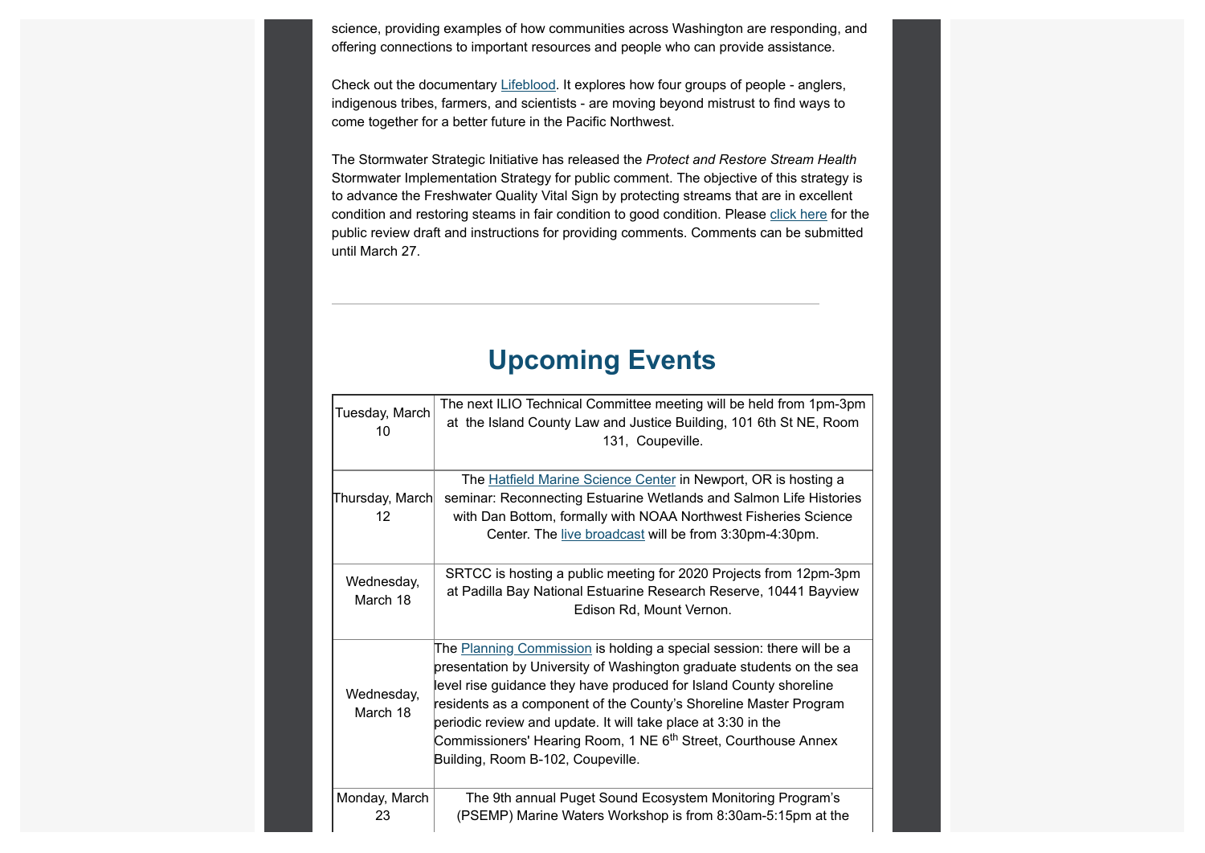science, providing examples of how communities across Washington are responding, and offering connections to important resources and people who can provide assistance.

Check out the documentary Lifeblood. It explores how four groups of people - anglers, indigenous tribes, farmers, and scientists - are moving beyond mistrust to find ways to come together for a better future in the Pacific Northwest.

The Stormwater Strategic Initiative has released the *Protect and Restore Stream Health* Stormwater Implementation Strategy for public comment. The objective of this strategy is to advance the Freshwater Quality Vital Sign by protecting streams that are in excellent condition and restoring steams in fair condition to good condition. Please click here for the public review draft and instructions for providing comments. Comments can be submitted until March 27.

---

## Upcoming Events

| | |
|---|---|
| Tuesday, March 10 | The next ILIO Technical Committee meeting will be held from 1pm-3pm at the Island County Law and Justice Building, 101 6th St NE, Room 131, Coupeville. |
| Thursday, March 12 | The Hatfield Marine Science Center in Newport, OR is hosting a seminar: Reconnecting Estuarine Wetlands and Salmon Life Histories with Dan Bottom, formally with NOAA Northwest Fisheries Science Center. The live broadcast will be from 3:30pm-4:30pm. |
| Wednesday, March 18 | SRTCC is hosting a public meeting for 2020 Projects from 12pm-3pm at Padilla Bay National Estuarine Research Reserve, 10441 Bayview Edison Rd, Mount Vernon. |
| Wednesday, March 18 | The Planning Commission is holding a special session: there will be a presentation by University of Washington graduate students on the sea level rise guidance they have produced for Island County shoreline residents as a component of the County's Shoreline Master Program periodic review and update. It will take place at 3:30 in the Commissioners' Hearing Room, 1 NE 6th Street, Courthouse Annex Building, Room B-102, Coupeville. |
| Monday, March 23 | The 9th annual Puget Sound Ecosystem Monitoring Program's (PSEMP) Marine Waters Workshop is from 8:30am-5:15pm at the |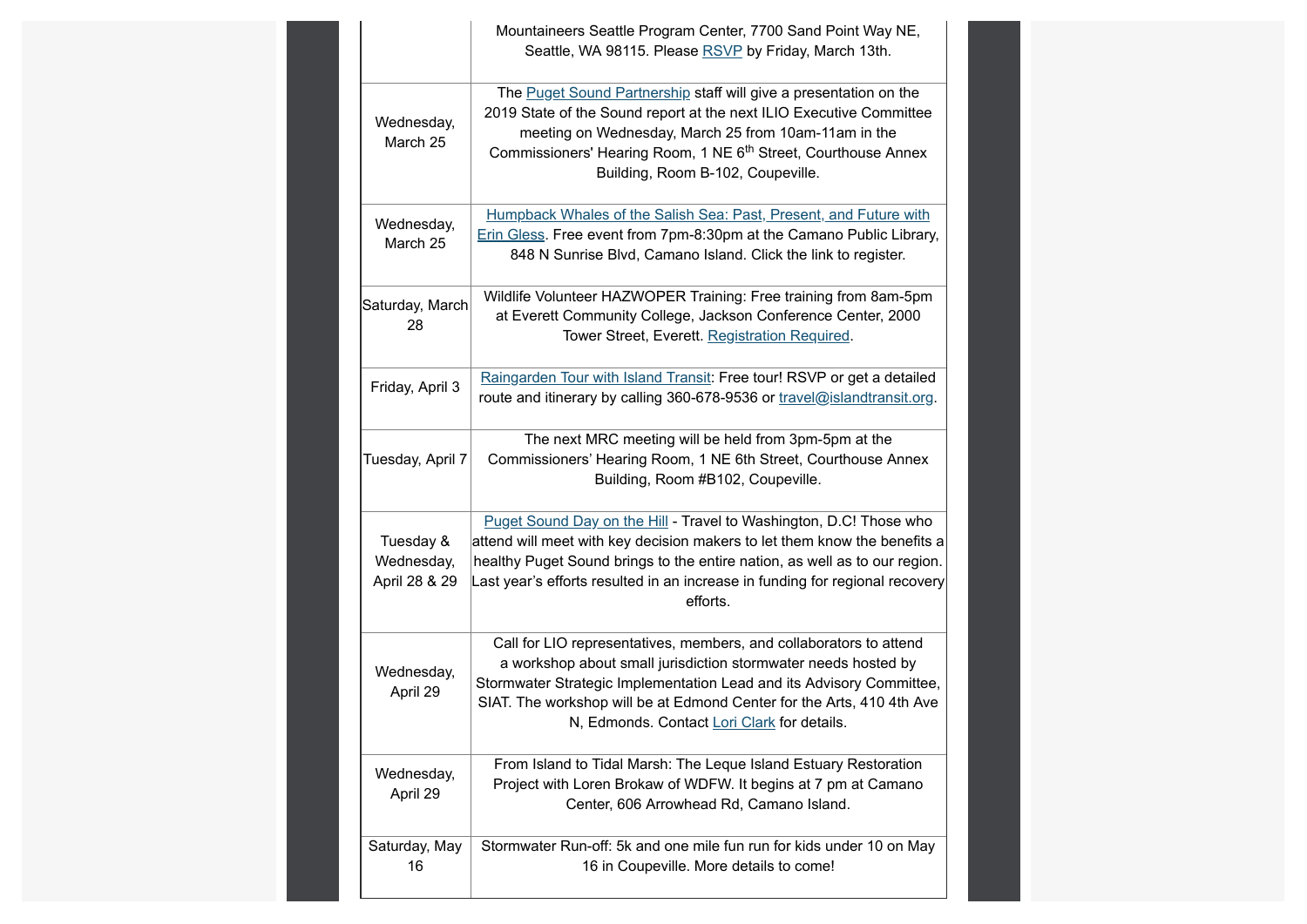| | |
|---|---|
| | Mountaineers Seattle Program Center, 7700 Sand Point Way NE, Seattle, WA 98115. Please RSVP by Friday, March 13th. |
| Wednesday, March 25 | The Puget Sound Partnership staff will give a presentation on the 2019 State of the Sound report at the next ILIO Executive Committee meeting on Wednesday, March 25 from 10am-11am in the Commissioners' Hearing Room, 1 NE 6th Street, Courthouse Annex Building, Room B-102, Coupeville. |
| Wednesday, March 25 | Humpback Whales of the Salish Sea: Past, Present, and Future with Erin Gless. Free event from 7pm-8:30pm at the Camano Public Library, 848 N Sunrise Blvd, Camano Island. Click the link to register. |
| Saturday, March 28 | Wildlife Volunteer HAZWOPER Training: Free training from 8am-5pm at Everett Community College, Jackson Conference Center, 2000 Tower Street, Everett. Registration Required. |
| Friday, April 3 | Raingarden Tour with Island Transit: Free tour! RSVP or get a detailed route and itinerary by calling 360-678-9536 or travel@islandtransit.org. |
| Tuesday, April 7 | The next MRC meeting will be held from 3pm-5pm at the Commissioners' Hearing Room, 1 NE 6th Street, Courthouse Annex Building, Room #B102, Coupeville. |
| Tuesday & Wednesday, April 28 & 29 | Puget Sound Day on the Hill - Travel to Washington, D.C! Those who attend will meet with key decision makers to let them know the benefits a healthy Puget Sound brings to the entire nation, as well as to our region. Last year's efforts resulted in an increase in funding for regional recovery efforts. |
| Wednesday, April 29 | Call for LIO representatives, members, and collaborators to attend a workshop about small jurisdiction stormwater needs hosted by Stormwater Strategic Implementation Lead and its Advisory Committee, SIAT. The workshop will be at Edmond Center for the Arts, 410 4th Ave N, Edmonds. Contact Lori Clark for details. |
| Wednesday, April 29 | From Island to Tidal Marsh: The Leque Island Estuary Restoration Project with Loren Brokaw of WDFW. It begins at 7 pm at Camano Center, 606 Arrowhead Rd, Camano Island. |
| Saturday, May 16 | Stormwater Run-off: 5k and one mile fun run for kids under 10 on May 16 in Coupeville. More details to come! |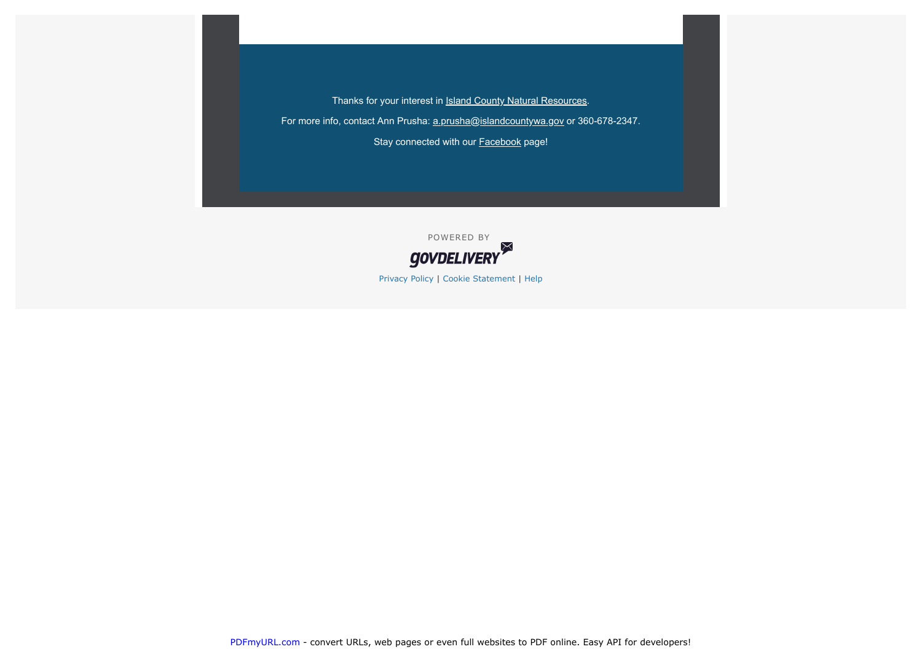Thanks for your interest in Island County Natural Resources.

For more info, contact Ann Prusha: a.prusha@islandcountywa.gov or 360-678-2347.

Stay connected with our Facebook page!

POWERED BY

GOVDELIVERY

Privacy Policy | Cookie Statement | Help